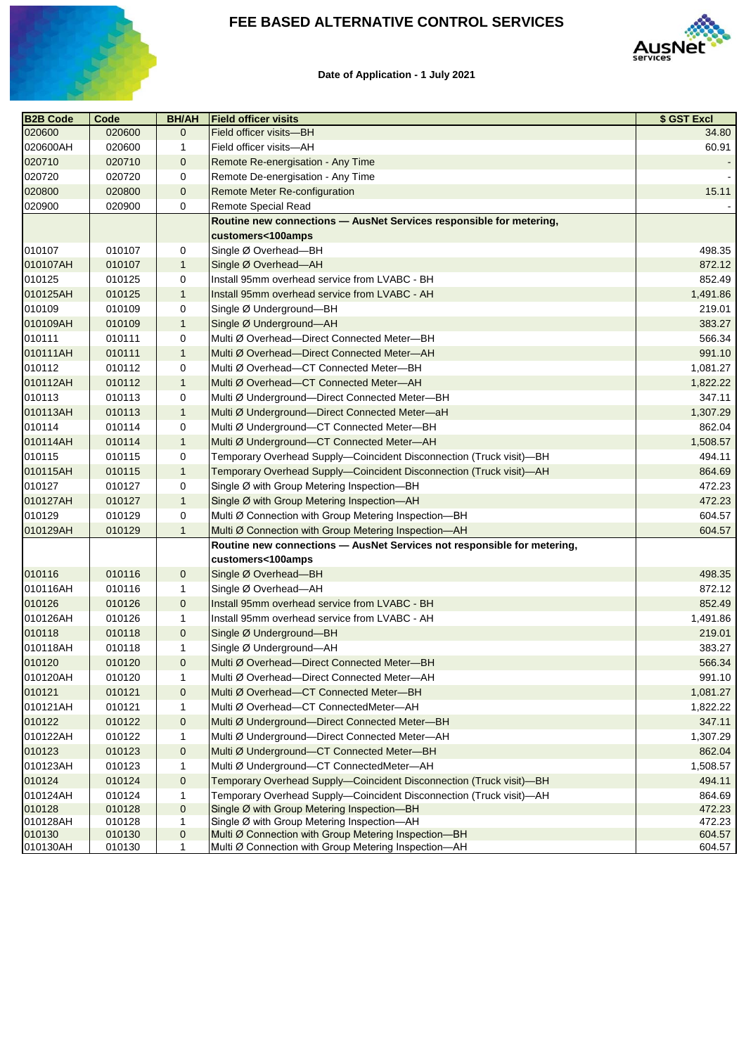# FEE BASED ALTERNATIVE CONTROL SERVICES

**Date of Application - 1 July 2021**

| B2B Code | Code | BH/AH | Field officer visits | $ GST Excl |
|---|---|---|---|---|
| 020600 | 020600 | 0 | Field officer visits—BH | 34.80 |
| 020600AH | 020600 | 1 | Field officer visits—AH | 60.91 |
| 020710 | 020710 | 0 | Remote Re-energisation - Any Time | - |
| 020720 | 020720 | 0 | Remote De-energisation - Any Time | - |
| 020800 | 020800 | 0 | Remote Meter Re-configuration | 15.11 |
| 020900 | 020900 | 0 | Remote Special Read | - |
| | | | **Routine new connections — AusNet Services responsible for metering, customers<100amps** | |
| 010107 | 010107 | 0 | Single Ø Overhead—BH | 498.35 |
| 010107AH | 010107 | 1 | Single Ø Overhead—AH | 872.12 |
| 010125 | 010125 | 0 | Install 95mm overhead service from LVABC - BH | 852.49 |
| 010125AH | 010125 | 1 | Install 95mm overhead service from LVABC - AH | 1,491.86 |
| 010109 | 010109 | 0 | Single Ø Underground—BH | 219.01 |
| 010109AH | 010109 | 1 | Single Ø Underground—AH | 383.27 |
| 010111 | 010111 | 0 | Multi Ø Overhead—Direct Connected Meter—BH | 566.34 |
| 010111AH | 010111 | 1 | Multi Ø Overhead—Direct Connected Meter—AH | 991.10 |
| 010112 | 010112 | 0 | Multi Ø Overhead—CT Connected Meter—BH | 1,081.27 |
| 010112AH | 010112 | 1 | Multi Ø Overhead—CT Connected Meter—AH | 1,822.22 |
| 010113 | 010113 | 0 | Multi Ø Underground—Direct Connected Meter—BH | 347.11 |
| 010113AH | 010113 | 1 | Multi Ø Underground—Direct Connected Meter—aH | 1,307.29 |
| 010114 | 010114 | 0 | Multi Ø Underground—CT Connected Meter—BH | 862.04 |
| 010114AH | 010114 | 1 | Multi Ø Underground—CT Connected Meter—AH | 1,508.57 |
| 010115 | 010115 | 0 | Temporary Overhead Supply—Coincident Disconnection (Truck visit)—BH | 494.11 |
| 010115AH | 010115 | 1 | Temporary Overhead Supply—Coincident Disconnection (Truck visit)—AH | 864.69 |
| 010127 | 010127 | 0 | Single Ø with Group Metering Inspection—BH | 472.23 |
| 010127AH | 010127 | 1 | Single Ø with Group Metering Inspection—AH | 472.23 |
| 010129 | 010129 | 0 | Multi Ø Connection with Group Metering Inspection—BH | 604.57 |
| 010129AH | 010129 | 1 | Multi Ø Connection with Group Metering Inspection—AH | 604.57 |
| | | | **Routine new connections — AusNet Services not responsible for metering, customers<100amps** | |
| 010116 | 010116 | 0 | Single Ø Overhead—BH | 498.35 |
| 010116AH | 010116 | 1 | Single Ø Overhead—AH | 872.12 |
| 010126 | 010126 | 0 | Install 95mm overhead service from LVABC - BH | 852.49 |
| 010126AH | 010126 | 1 | Install 95mm overhead service from LVABC - AH | 1,491.86 |
| 010118 | 010118 | 0 | Single Ø Underground—BH | 219.01 |
| 010118AH | 010118 | 1 | Single Ø Underground—AH | 383.27 |
| 010120 | 010120 | 0 | Multi Ø Overhead—Direct Connected Meter—BH | 566.34 |
| 010120AH | 010120 | 1 | Multi Ø Overhead—Direct Connected Meter—AH | 991.10 |
| 010121 | 010121 | 0 | Multi Ø Overhead—CT Connected Meter—BH | 1,081.27 |
| 010121AH | 010121 | 1 | Multi Ø Overhead—CT ConnectedMeter—AH | 1,822.22 |
| 010122 | 010122 | 0 | Multi Ø Underground—Direct Connected Meter—BH | 347.11 |
| 010122AH | 010122 | 1 | Multi Ø Underground—Direct Connected Meter—AH | 1,307.29 |
| 010123 | 010123 | 0 | Multi Ø Underground—CT Connected Meter—BH | 862.04 |
| 010123AH | 010123 | 1 | Multi Ø Underground—CT ConnectedMeter—AH | 1,508.57 |
| 010124 | 010124 | 0 | Temporary Overhead Supply—Coincident Disconnection (Truck visit)—BH | 494.11 |
| 010124AH | 010124 | 1 | Temporary Overhead Supply—Coincident Disconnection (Truck visit)—AH | 864.69 |
| 010128 | 010128 | 0 | Single Ø with Group Metering Inspection—BH | 472.23 |
| 010128AH | 010128 | 1 | Single Ø with Group Metering Inspection—AH | 472.23 |
| 010130 | 010130 | 0 | Multi Ø Connection with Group Metering Inspection—BH | 604.57 |
| 010130AH | 010130 | 1 | Multi Ø Connection with Group Metering Inspection—AH | 604.57 |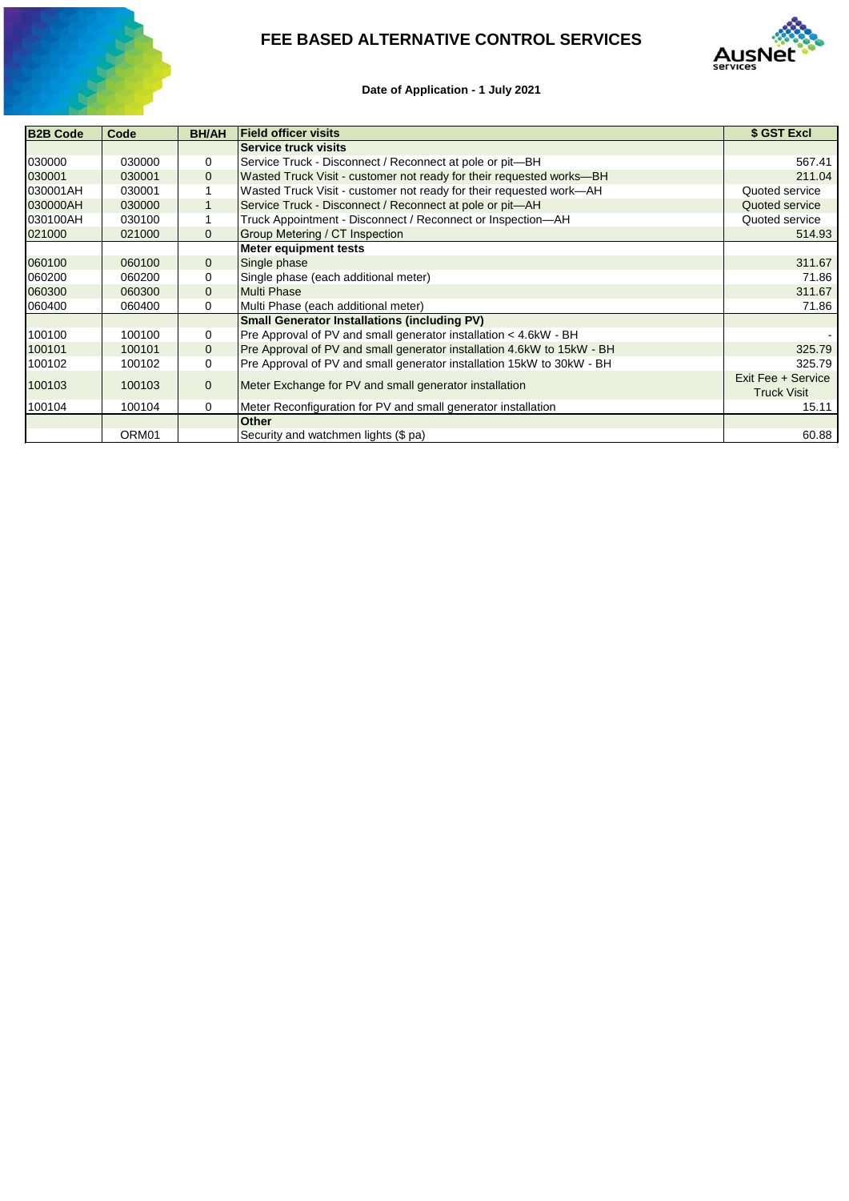# FEE BASED ALTERNATIVE CONTROL SERVICES

**Date of Application - 1 July 2021**

| B2B Code | Code | BH/AH | Field officer visits | $ GST Excl |
|---|---|---|---|---|
| | | | **Service truck visits** | |
| 030000 | 030000 | 0 | Service Truck - Disconnect / Reconnect at pole or pit—BH | 567.41 |
| 030001 | 030001 | 0 | Wasted Truck Visit - customer not ready for their requested works—BH | 211.04 |
| 030001AH | 030001 | 1 | Wasted Truck Visit - customer not ready for their requested work—AH | Quoted service |
| 030000AH | 030000 | 1 | Service Truck - Disconnect / Reconnect at pole or pit—AH | Quoted service |
| 030100AH | 030100 | 1 | Truck Appointment - Disconnect / Reconnect or Inspection—AH | Quoted service |
| 021000 | 021000 | 0 | Group Metering / CT Inspection | 514.93 |
| | | | **Meter equipment tests** | |
| 060100 | 060100 | 0 | Single phase | 311.67 |
| 060200 | 060200 | 0 | Single phase (each additional meter) | 71.86 |
| 060300 | 060300 | 0 | Multi Phase | 311.67 |
| 060400 | 060400 | 0 | Multi Phase (each additional meter) | 71.86 |
| | | | **Small Generator Installations (including PV)** | |
| 100100 | 100100 | 0 | Pre Approval of PV and small generator installation < 4.6kW - BH | - |
| 100101 | 100101 | 0 | Pre Approval of PV and small generator installation 4.6kW to 15kW - BH | 325.79 |
| 100102 | 100102 | 0 | Pre Approval of PV and small generator installation 15kW to 30kW - BH | 325.79 |
| 100103 | 100103 | 0 | Meter Exchange for PV and small generator installation | Exit Fee + Service Truck Visit |
| 100104 | 100104 | 0 | Meter Reconfiguration for PV and small generator installation | 15.11 |
| | | | **Other** | |
| | ORM01 | | Security and watchmen lights ($ pa) | 60.88 |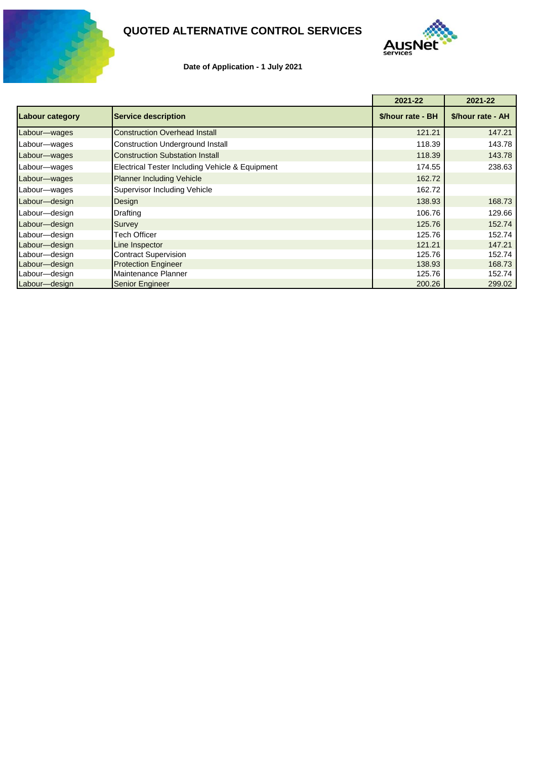# QUOTED ALTERNATIVE CONTROL SERVICES

**Date of Application - 1 July 2021**

| | | 2021-22 | 2021-22 |
|---|---|---|---|
| **Labour category** | **Service description** | **$/hour rate - BH** | **$/hour rate - AH** |
| Labour—wages | Construction Overhead Install | 121.21 | 147.21 |
| Labour—wages | Construction Underground Install | 118.39 | 143.78 |
| Labour—wages | Construction Substation Install | 118.39 | 143.78 |
| Labour—wages | Electrical Tester Including Vehicle & Equipment | 174.55 | 238.63 |
| Labour—wages | Planner Including Vehicle | 162.72 | |
| Labour—wages | Supervisor Including Vehicle | 162.72 | |
| Labour—design | Design | 138.93 | 168.73 |
| Labour—design | Drafting | 106.76 | 129.66 |
| Labour—design | Survey | 125.76 | 152.74 |
| Labour—design | Tech Officer | 125.76 | 152.74 |
| Labour—design | Line Inspector | 121.21 | 147.21 |
| Labour—design | Contract Supervision | 125.76 | 152.74 |
| Labour—design | Protection Engineer | 138.93 | 168.73 |
| Labour—design | Maintenance Planner | 125.76 | 152.74 |
| Labour—design | Senior Engineer | 200.26 | 299.02 |